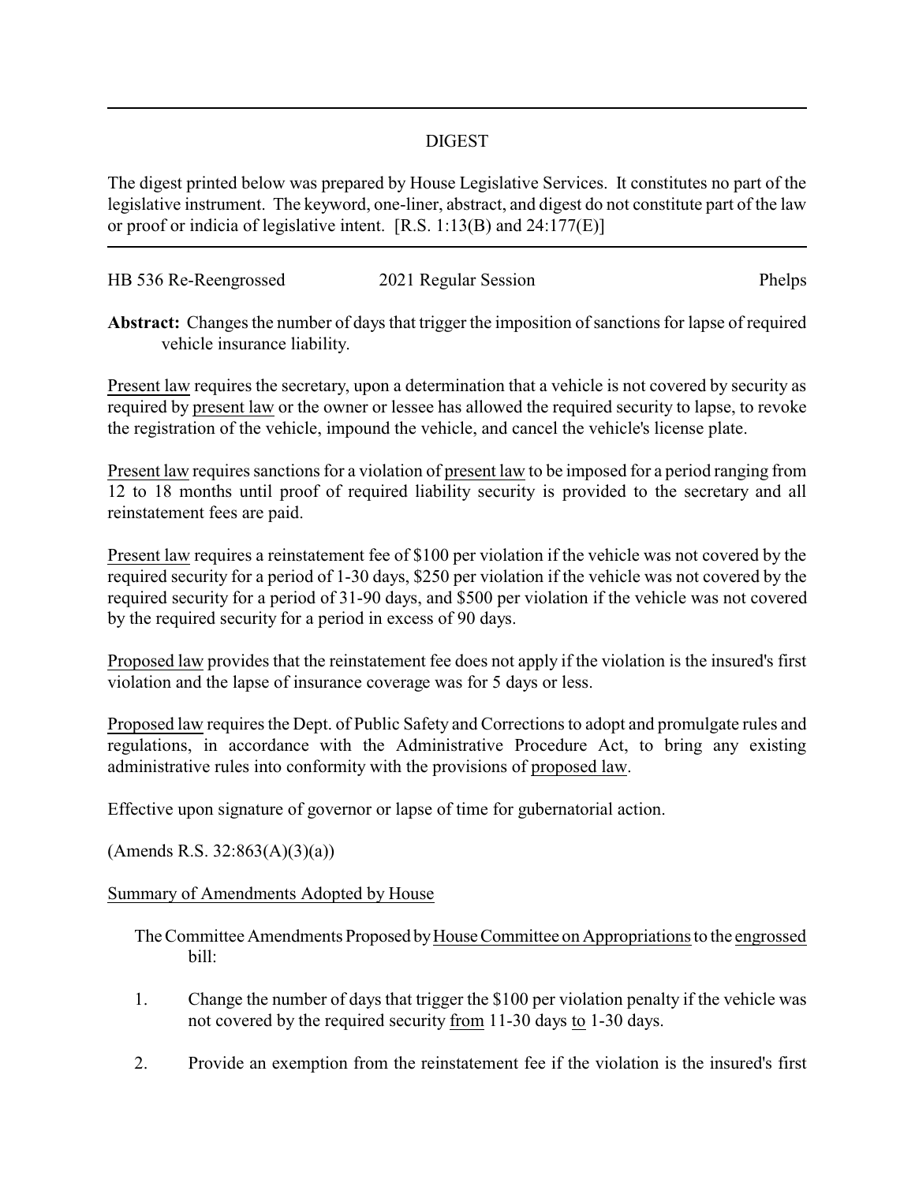# DIGEST

The digest printed below was prepared by House Legislative Services. It constitutes no part of the legislative instrument. The keyword, one-liner, abstract, and digest do not constitute part of the law or proof or indicia of legislative intent. [R.S. 1:13(B) and 24:177(E)]

HB 536 Re-Reengrossed | 2021 Regular Session | Phelps

**Abstract:** Changes the number of days that trigger the imposition of sanctions for lapse of required vehicle insurance liability.

Present law requires the secretary, upon a determination that a vehicle is not covered by security as required by present law or the owner or lessee has allowed the required security to lapse, to revoke the registration of the vehicle, impound the vehicle, and cancel the vehicle's license plate.

Present law requires sanctions for a violation of present law to be imposed for a period ranging from 12 to 18 months until proof of required liability security is provided to the secretary and all reinstatement fees are paid.

Present law requires a reinstatement fee of $100 per violation if the vehicle was not covered by the required security for a period of 1-30 days, $250 per violation if the vehicle was not covered by the required security for a period of 31-90 days, and $500 per violation if the vehicle was not covered by the required security for a period in excess of 90 days.

Proposed law provides that the reinstatement fee does not apply if the violation is the insured's first violation and the lapse of insurance coverage was for 5 days or less.

Proposed law requires the Dept. of Public Safety and Corrections to adopt and promulgate rules and regulations, in accordance with the Administrative Procedure Act, to bring any existing administrative rules into conformity with the provisions of proposed law.

Effective upon signature of governor or lapse of time for gubernatorial action.

(Amends R.S. 32:863(A)(3)(a))

Summary of Amendments Adopted by House

The Committee Amendments Proposed by House Committee on Appropriations to the engrossed bill:

1. Change the number of days that trigger the $100 per violation penalty if the vehicle was not covered by the required security from 11-30 days to 1-30 days.
2. Provide an exemption from the reinstatement fee if the violation is the insured's first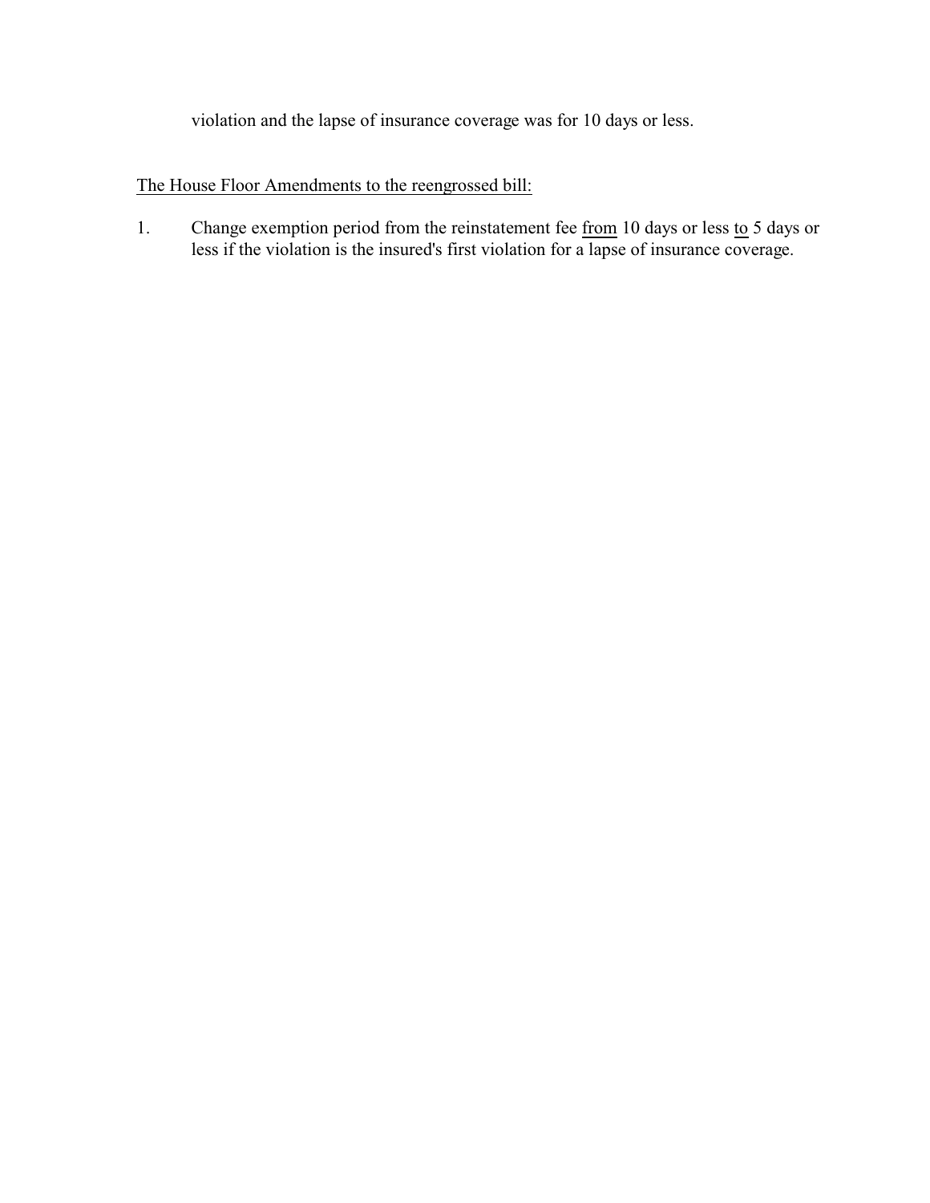violation and the lapse of insurance coverage was for 10 days or less.

<u>The House Floor Amendments to the reengrossed bill:</u>

1. Change exemption period from the reinstatement fee <u>from</u> 10 days or less <u>to</u> 5 days or less if the violation is the insured's first violation for a lapse of insurance coverage.